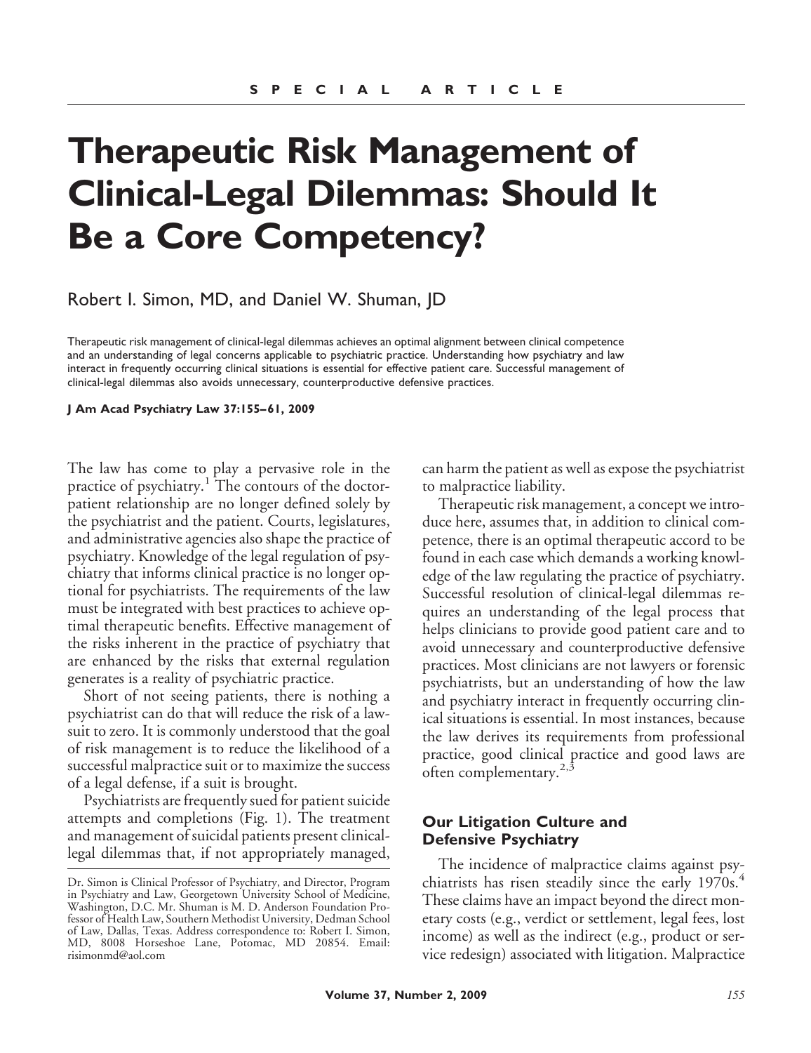SPECIAL ARTICLE

# Therapeutic Risk Management of Clinical-Legal Dilemmas: Should It Be a Core Competency?

Robert I. Simon, MD, and Daniel W. Shuman, JD

Therapeutic risk management of clinical-legal dilemmas achieves an optimal alignment between clinical competence and an understanding of legal concerns applicable to psychiatric practice. Understanding how psychiatry and law interact in frequently occurring clinical situations is essential for effective patient care. Successful management of clinical-legal dilemmas also avoids unnecessary, counterproductive defensive practices.

**J Am Acad Psychiatry Law 37:155–61, 2009**

The law has come to play a pervasive role in the practice of psychiatry.[1] The contours of the doctor-patient relationship are no longer defined solely by the psychiatrist and the patient. Courts, legislatures, and administrative agencies also shape the practice of psychiatry. Knowledge of the legal regulation of psychiatry that informs clinical practice is no longer optional for psychiatrists. The requirements of the law must be integrated with best practices to achieve optimal therapeutic benefits. Effective management of the risks inherent in the practice of psychiatry that are enhanced by the risks that external regulation generates is a reality of psychiatric practice.

Short of not seeing patients, there is nothing a psychiatrist can do that will reduce the risk of a lawsuit to zero. It is commonly understood that the goal of risk management is to reduce the likelihood of a successful malpractice suit or to maximize the success of a legal defense, if a suit is brought.

Psychiatrists are frequently sued for patient suicide attempts and completions (Fig. 1). The treatment and management of suicidal patients present clinical-legal dilemmas that, if not appropriately managed, can harm the patient as well as expose the psychiatrist to malpractice liability.

Therapeutic risk management, a concept we introduce here, assumes that, in addition to clinical competence, there is an optimal therapeutic accord to be found in each case which demands a working knowledge of the law regulating the practice of psychiatry. Successful resolution of clinical-legal dilemmas requires an understanding of the legal process that helps clinicians to provide good patient care and to avoid unnecessary and counterproductive defensive practices. Most clinicians are not lawyers or forensic psychiatrists, but an understanding of how the law and psychiatry interact in frequently occurring clinical situations is essential. In most instances, because the law derives its requirements from professional practice, good clinical practice and good laws are often complementary.[2,3]

## Our Litigation Culture and Defensive Psychiatry

The incidence of malpractice claims against psychiatrists has risen steadily since the early 1970s.[4] These claims have an impact beyond the direct monetary costs (e.g., verdict or settlement, legal fees, lost income) as well as the indirect (e.g., product or service redesign) associated with litigation. Malpractice

Dr. Simon is Clinical Professor of Psychiatry, and Director, Program in Psychiatry and Law, Georgetown University School of Medicine, Washington, D.C. Mr. Shuman is M. D. Anderson Foundation Professor of Health Law, Southern Methodist University, Dedman School of Law, Dallas, Texas. Address correspondence to: Robert I. Simon, MD, 8008 Horseshoe Lane, Potomac, MD 20854. Email: risimonmd@aol.com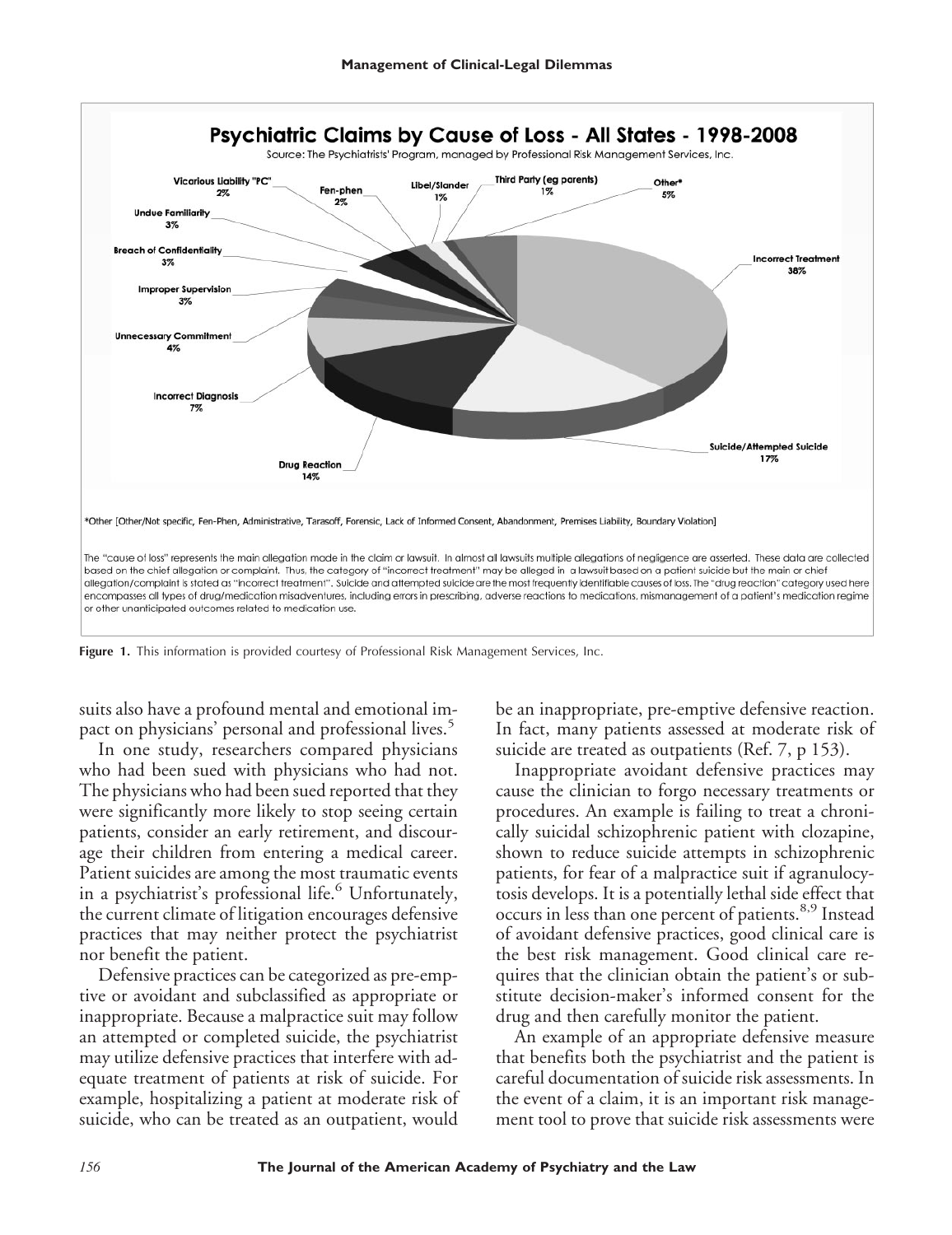**Psychiatric Claims by Cause of Loss - All States - 1998-2008**

Source: The Psychiatrists' Program, managed by Professional Risk Management Services, Inc.

- Incorrect Treatment 38%
- Suicide/Attempted Suicide 17%
- Drug Reaction 14%
- Incorrect Diagnosis 7%
- Unnecessary Commitment 4%
- Improper Supervision 3%
- Breach of Confidentiality 3%
- Undue Familiarity 3%
- Vicarious Liability "PC" 2%
- Fen-phen 2%
- Libel/Slander 1%
- Third Party (eg parents) 1%
- Other* 5%

*Other [Other/Not specific, Fen-Phen, Administrative, Tarasoff, Forensic, Lack of Informed Consent, Abandonment, Premises Liability, Boundary Violation]

The "cause of loss" represents the main allegation made in the claim or lawsuit. In almost all lawsuits multiple allegations of negligence are asserted. These data are collected based on the chief allegation or complaint. Thus, the category of "incorrect treatment" may be alleged in a lawsuit based on a patient suicide but the main or chief allegation/complaint is stated as "incorrect treatment". Suicide and attempted suicide are the most frequently identifiable causes of loss. The "drug reaction" category used here encompasses all types of drug/medication misadventures, including errors in prescribing, adverse reactions to medications, mismanagement of a patient's medication regime or other unanticipated outcomes related to medication use.

**Figure 1.** This information is provided courtesy of Professional Risk Management Services, Inc.

suits also have a profound mental and emotional impact on physicians' personal and professional lives.[5]

In one study, researchers compared physicians who had been sued with physicians who had not. The physicians who had been sued reported that they were significantly more likely to stop seeing certain patients, consider an early retirement, and discourage their children from entering a medical career. Patient suicides are among the most traumatic events in a psychiatrist's professional life.[6] Unfortunately, the current climate of litigation encourages defensive practices that may neither protect the psychiatrist nor benefit the patient.

Defensive practices can be categorized as pre-emptive or avoidant and subclassified as appropriate or inappropriate. Because a malpractice suit may follow an attempted or completed suicide, the psychiatrist may utilize defensive practices that interfere with adequate treatment of patients at risk of suicide. For example, hospitalizing a patient at moderate risk of suicide, who can be treated as an outpatient, would be an inappropriate, pre-emptive defensive reaction. In fact, many patients assessed at moderate risk of suicide are treated as outpatients (Ref. 7, p 153).

Inappropriate avoidant defensive practices may cause the clinician to forgo necessary treatments or procedures. An example is failing to treat a chronically suicidal schizophrenic patient with clozapine, shown to reduce suicide attempts in schizophrenic patients, for fear of a malpractice suit if agranulocytosis develops. It is a potentially lethal side effect that occurs in less than one percent of patients.[8,9] Instead of avoidant defensive practices, good clinical care is the best risk management. Good clinical care requires that the clinician obtain the patient's or substitute decision-maker's informed consent for the drug and then carefully monitor the patient.

An example of an appropriate defensive measure that benefits both the psychiatrist and the patient is careful documentation of suicide risk assessments. In the event of a claim, it is an important risk management tool to prove that suicide risk assessments were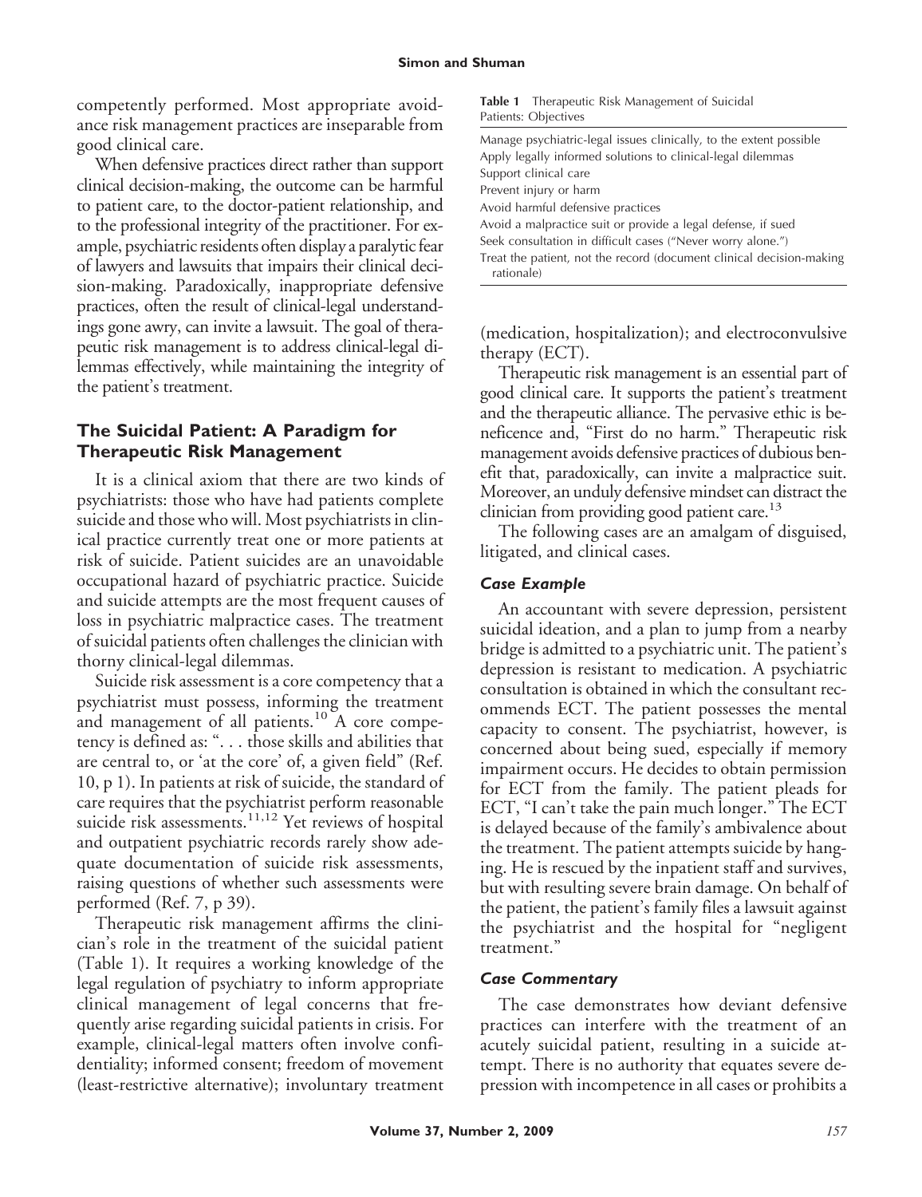competently performed. Most appropriate avoidance risk management practices are inseparable from good clinical care.

When defensive practices direct rather than support clinical decision-making, the outcome can be harmful to patient care, to the doctor-patient relationship, and to the professional integrity of the practitioner. For example, psychiatric residents often display a paralytic fear of lawyers and lawsuits that impairs their clinical decision-making. Paradoxically, inappropriate defensive practices, often the result of clinical-legal understandings gone awry, can invite a lawsuit. The goal of therapeutic risk management is to address clinical-legal dilemmas effectively, while maintaining the integrity of the patient's treatment.

## The Suicidal Patient: A Paradigm for Therapeutic Risk Management

It is a clinical axiom that there are two kinds of psychiatrists: those who have had patients complete suicide and those who will. Most psychiatrists in clinical practice currently treat one or more patients at risk of suicide. Patient suicides are an unavoidable occupational hazard of psychiatric practice. Suicide and suicide attempts are the most frequent causes of loss in psychiatric malpractice cases. The treatment of suicidal patients often challenges the clinician with thorny clinical-legal dilemmas.

Suicide risk assessment is a core competency that a psychiatrist must possess, informing the treatment and management of all patients.[10] A core competency is defined as: ". . . those skills and abilities that are central to, or 'at the core' of, a given field" (Ref. 10, p 1). In patients at risk of suicide, the standard of care requires that the psychiatrist perform reasonable suicide risk assessments.[11,12] Yet reviews of hospital and outpatient psychiatric records rarely show adequate documentation of suicide risk assessments, raising questions of whether such assessments were performed (Ref. 7, p 39).

Therapeutic risk management affirms the clinician's role in the treatment of the suicidal patient (Table 1). It requires a working knowledge of the legal regulation of psychiatry to inform appropriate clinical management of legal concerns that frequently arise regarding suicidal patients in crisis. For example, clinical-legal matters often involve confidentiality; informed consent; freedom of movement (least-restrictive alternative); involuntary treatment (medication, hospitalization); and electroconvulsive therapy (ECT).

**Table 1** Therapeutic Risk Management of Suicidal Patients: Objectives

| |
|---|
| Manage psychiatric-legal issues clinically, to the extent possible |
| Apply legally informed solutions to clinical-legal dilemmas |
| Support clinical care |
| Prevent injury or harm |
| Avoid harmful defensive practices |
| Avoid a malpractice suit or provide a legal defense, if sued |
| Seek consultation in difficult cases ("Never worry alone.") |
| Treat the patient, not the record (document clinical decision-making rationale) |

Therapeutic risk management is an essential part of good clinical care. It supports the patient's treatment and the therapeutic alliance. The pervasive ethic is beneficence and, "First do no harm." Therapeutic risk management avoids defensive practices of dubious benefit that, paradoxically, can invite a malpractice suit. Moreover, an unduly defensive mindset can distract the clinician from providing good patient care.[13]

The following cases are an amalgam of disguised, litigated, and clinical cases.

### *Case Example*

An accountant with severe depression, persistent suicidal ideation, and a plan to jump from a nearby bridge is admitted to a psychiatric unit. The patient's depression is resistant to medication. A psychiatric consultation is obtained in which the consultant recommends ECT. The patient possesses the mental capacity to consent. The psychiatrist, however, is concerned about being sued, especially if memory impairment occurs. He decides to obtain permission for ECT from the family. The patient pleads for ECT, "I can't take the pain much longer." The ECT is delayed because of the family's ambivalence about the treatment. The patient attempts suicide by hanging. He is rescued by the inpatient staff and survives, but with resulting severe brain damage. On behalf of the patient, the patient's family files a lawsuit against the psychiatrist and the hospital for "negligent treatment."

### *Case Commentary*

The case demonstrates how deviant defensive practices can interfere with the treatment of an acutely suicidal patient, resulting in a suicide attempt. There is no authority that equates severe depression with incompetence in all cases or prohibits a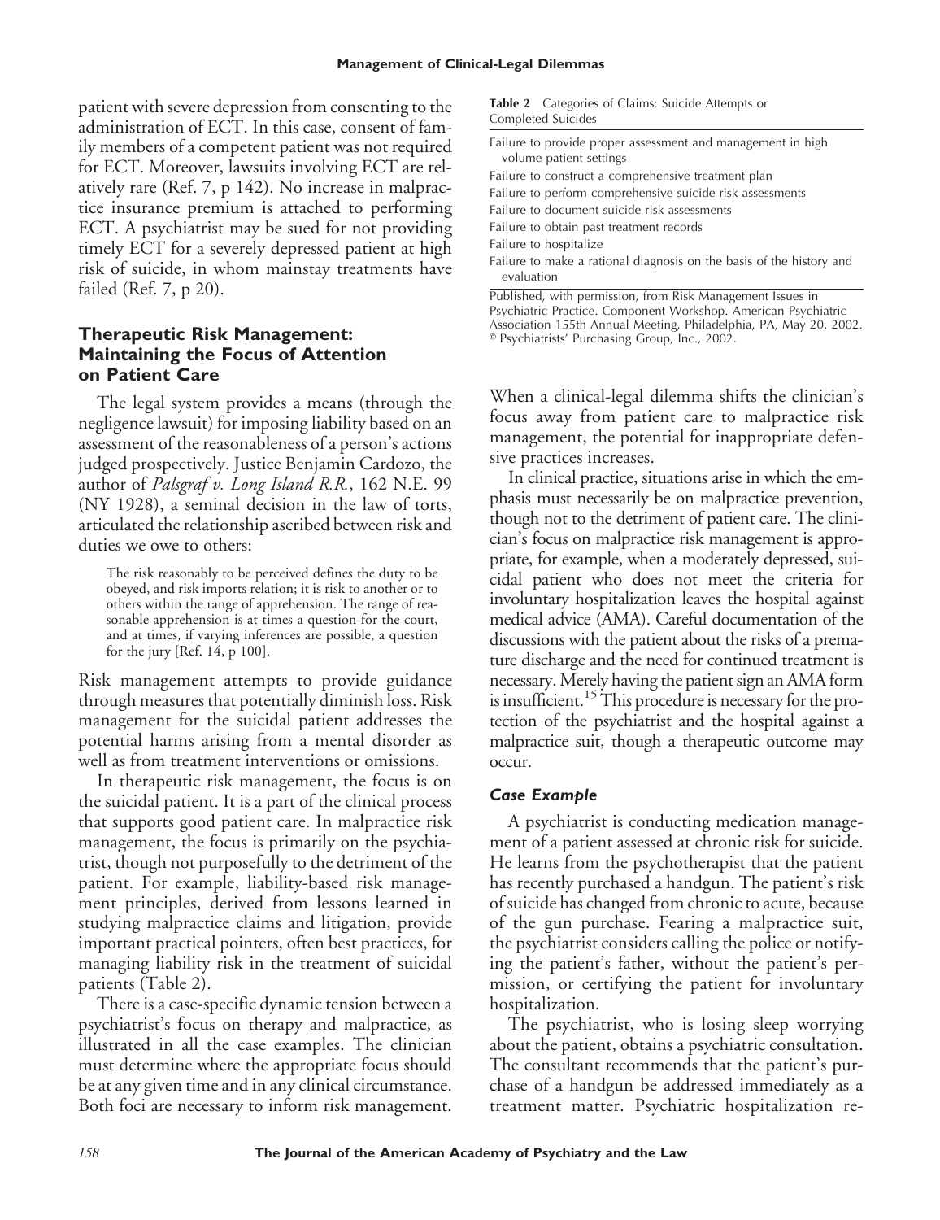patient with severe depression from consenting to the administration of ECT. In this case, consent of family members of a competent patient was not required for ECT. Moreover, lawsuits involving ECT are relatively rare (Ref. 7, p 142). No increase in malpractice insurance premium is attached to performing ECT. A psychiatrist may be sued for not providing timely ECT for a severely depressed patient at high risk of suicide, in whom mainstay treatments have failed (Ref. 7, p 20).

## Therapeutic Risk Management: Maintaining the Focus of Attention on Patient Care

The legal system provides a means (through the negligence lawsuit) for imposing liability based on an assessment of the reasonableness of a person's actions judged prospectively. Justice Benjamin Cardozo, the author of *Palsgraf v. Long Island R.R.*, 162 N.E. 99 (NY 1928), a seminal decision in the law of torts, articulated the relationship ascribed between risk and duties we owe to others:

> The risk reasonably to be perceived defines the duty to be obeyed, and risk imports relation; it is risk to another or to others within the range of apprehension. The range of reasonable apprehension is at times a question for the court, and at times, if varying inferences are possible, a question for the jury [Ref. 14, p 100].

Risk management attempts to provide guidance through measures that potentially diminish loss. Risk management for the suicidal patient addresses the potential harms arising from a mental disorder as well as from treatment interventions or omissions.

In therapeutic risk management, the focus is on the suicidal patient. It is a part of the clinical process that supports good patient care. In malpractice risk management, the focus is primarily on the psychiatrist, though not purposefully to the detriment of the patient. For example, liability-based risk management principles, derived from lessons learned in studying malpractice claims and litigation, provide important practical pointers, often best practices, for managing liability risk in the treatment of suicidal patients (Table 2).

**Table 2** Categories of Claims: Suicide Attempts or Completed Suicides

| |
|---|
| Failure to provide proper assessment and management in high volume patient settings |
| Failure to construct a comprehensive treatment plan |
| Failure to perform comprehensive suicide risk assessments |
| Failure to document suicide risk assessments |
| Failure to obtain past treatment records |
| Failure to hospitalize |
| Failure to make a rational diagnosis on the basis of the history and evaluation |

Published, with permission, from Risk Management Issues in Psychiatric Practice. Component Workshop. American Psychiatric Association 155th Annual Meeting, Philadelphia, PA, May 20, 2002. © Psychiatrists' Purchasing Group, Inc., 2002.

There is a case-specific dynamic tension between a psychiatrist's focus on therapy and malpractice, as illustrated in all the case examples. The clinician must determine where the appropriate focus should be at any given time and in any clinical circumstance. Both foci are necessary to inform risk management. When a clinical-legal dilemma shifts the clinician's focus away from patient care to malpractice risk management, the potential for inappropriate defensive practices increases.

In clinical practice, situations arise in which the emphasis must necessarily be on malpractice prevention, though not to the detriment of patient care. The clinician's focus on malpractice risk management is appropriate, for example, when a moderately depressed, suicidal patient who does not meet the criteria for involuntary hospitalization leaves the hospital against medical advice (AMA). Careful documentation of the discussions with the patient about the risks of a premature discharge and the need for continued treatment is necessary. Merely having the patient sign an AMA form is insufficient.[15] This procedure is necessary for the protection of the psychiatrist and the hospital against a malpractice suit, though a therapeutic outcome may occur.

### Case Example

A psychiatrist is conducting medication management of a patient assessed at chronic risk for suicide. He learns from the psychotherapist that the patient has recently purchased a handgun. The patient's risk of suicide has changed from chronic to acute, because of the gun purchase. Fearing a malpractice suit, the psychiatrist considers calling the police or notifying the patient's father, without the patient's permission, or certifying the patient for involuntary hospitalization.

The psychiatrist, who is losing sleep worrying about the patient, obtains a psychiatric consultation. The consultant recommends that the patient's purchase of a handgun be addressed immediately as a treatment matter. Psychiatric hospitalization re-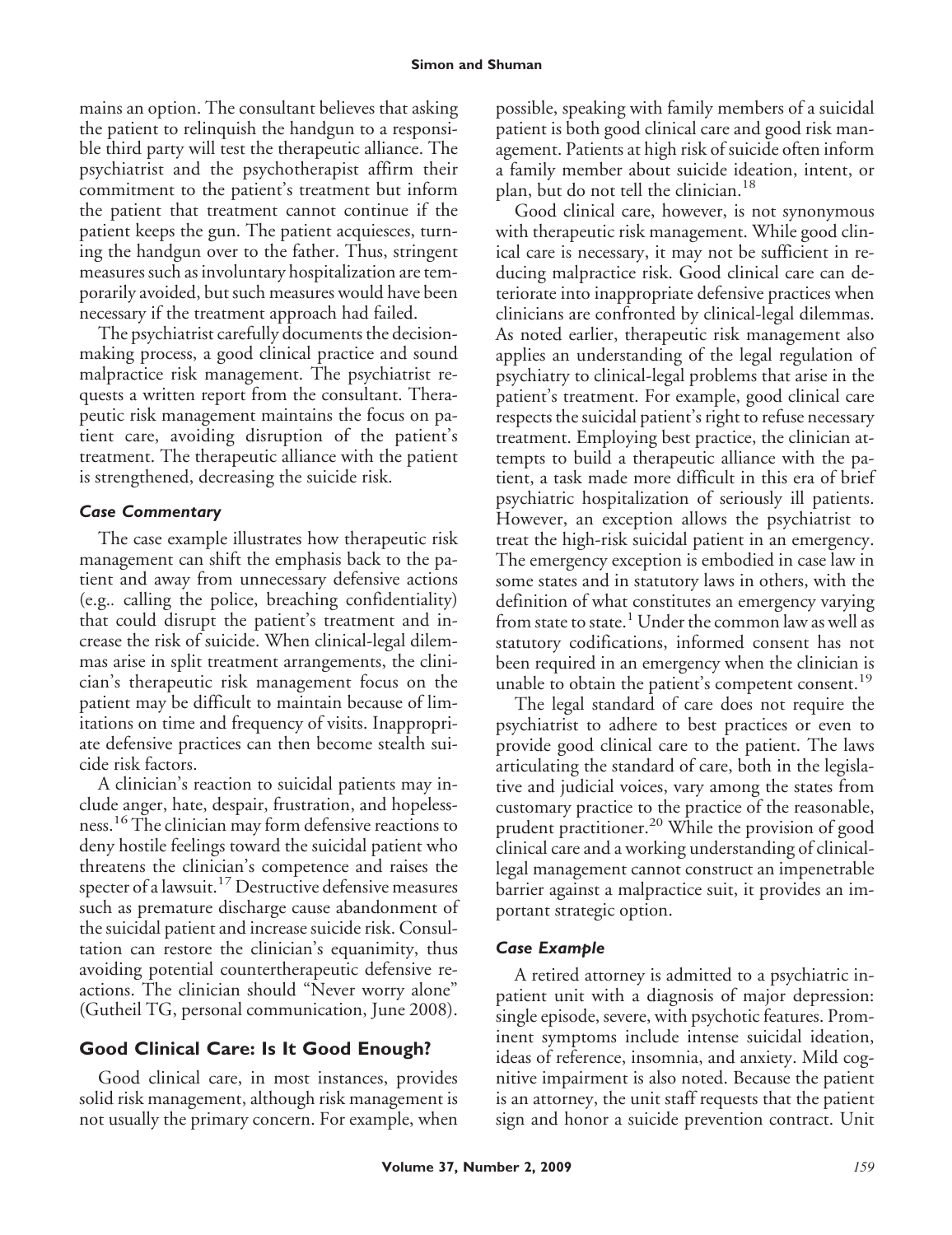mains an option. The consultant believes that asking the patient to relinquish the handgun to a responsible third party will test the therapeutic alliance. The psychiatrist and the psychotherapist affirm their commitment to the patient's treatment but inform the patient that treatment cannot continue if the patient keeps the gun. The patient acquiesces, turning the handgun over to the father. Thus, stringent measures such as involuntary hospitalization are temporarily avoided, but such measures would have been necessary if the treatment approach had failed.

The psychiatrist carefully documents the decision-making process, a good clinical practice and sound malpractice risk management. The psychiatrist requests a written report from the consultant. Therapeutic risk management maintains the focus on patient care, avoiding disruption of the patient's treatment. The therapeutic alliance with the patient is strengthened, decreasing the suicide risk.

### *Case Commentary*

The case example illustrates how therapeutic risk management can shift the emphasis back to the patient and away from unnecessary defensive actions (e.g.. calling the police, breaching confidentiality) that could disrupt the patient's treatment and increase the risk of suicide. When clinical-legal dilemmas arise in split treatment arrangements, the clinician's therapeutic risk management focus on the patient may be difficult to maintain because of limitations on time and frequency of visits. Inappropriate defensive practices can then become stealth suicide risk factors.

A clinician's reaction to suicidal patients may include anger, hate, despair, frustration, and hopelessness.[16] The clinician may form defensive reactions to deny hostile feelings toward the suicidal patient who threatens the clinician's competence and raises the specter of a lawsuit.[17] Destructive defensive measures such as premature discharge cause abandonment of the suicidal patient and increase suicide risk. Consultation can restore the clinician's equanimity, thus avoiding potential countertherapeutic defensive reactions. The clinician should "Never worry alone" (Gutheil TG, personal communication, June 2008).

## Good Clinical Care: Is It Good Enough?

Good clinical care, in most instances, provides solid risk management, although risk management is not usually the primary concern. For example, when possible, speaking with family members of a suicidal patient is both good clinical care and good risk management. Patients at high risk of suicide often inform a family member about suicide ideation, intent, or plan, but do not tell the clinician.[18]

Good clinical care, however, is not synonymous with therapeutic risk management. While good clinical care is necessary, it may not be sufficient in reducing malpractice risk. Good clinical care can deteriorate into inappropriate defensive practices when clinicians are confronted by clinical-legal dilemmas. As noted earlier, therapeutic risk management also applies an understanding of the legal regulation of psychiatry to clinical-legal problems that arise in the patient's treatment. For example, good clinical care respects the suicidal patient's right to refuse necessary treatment. Employing best practice, the clinician attempts to build a therapeutic alliance with the patient, a task made more difficult in this era of brief psychiatric hospitalization of seriously ill patients. However, an exception allows the psychiatrist to treat the high-risk suicidal patient in an emergency. The emergency exception is embodied in case law in some states and in statutory laws in others, with the definition of what constitutes an emergency varying from state to state.[1] Under the common law as well as statutory codifications, informed consent has not been required in an emergency when the clinician is unable to obtain the patient's competent consent.[19]

The legal standard of care does not require the psychiatrist to adhere to best practices or even to provide good clinical care to the patient. The laws articulating the standard of care, both in the legislative and judicial voices, vary among the states from customary practice to the practice of the reasonable, prudent practitioner.[20] While the provision of good clinical care and a working understanding of clinical-legal management cannot construct an impenetrable barrier against a malpractice suit, it provides an important strategic option.

### *Case Example*

A retired attorney is admitted to a psychiatric inpatient unit with a diagnosis of major depression: single episode, severe, with psychotic features. Prominent symptoms include intense suicidal ideation, ideas of reference, insomnia, and anxiety. Mild cognitive impairment is also noted. Because the patient is an attorney, the unit staff requests that the patient sign and honor a suicide prevention contract. Unit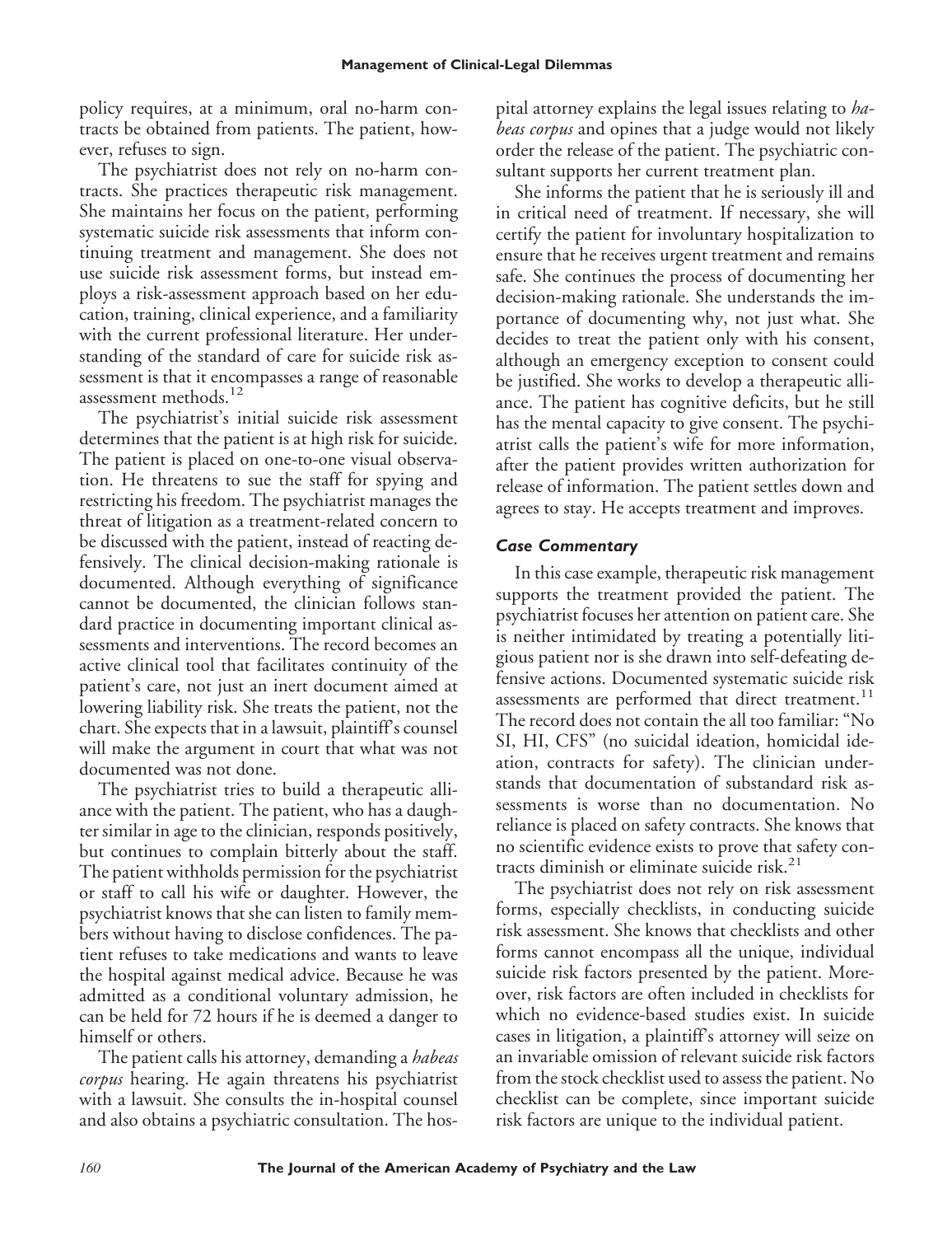policy requires, at a minimum, oral no-harm contracts be obtained from patients. The patient, however, refuses to sign.

The psychiatrist does not rely on no-harm contracts. She practices therapeutic risk management. She maintains her focus on the patient, performing systematic suicide risk assessments that inform continuing treatment and management. She does not use suicide risk assessment forms, but instead employs a risk-assessment approach based on her education, training, clinical experience, and a familiarity with the current professional literature. Her understanding of the standard of care for suicide risk assessment is that it encompasses a range of reasonable assessment methods.[12]

The psychiatrist's initial suicide risk assessment determines that the patient is at high risk for suicide. The patient is placed on one-to-one visual observation. He threatens to sue the staff for spying and restricting his freedom. The psychiatrist manages the threat of litigation as a treatment-related concern to be discussed with the patient, instead of reacting defensively. The clinical decision-making rationale is documented. Although everything of significance cannot be documented, the clinician follows standard practice in documenting important clinical assessments and interventions. The record becomes an active clinical tool that facilitates continuity of the patient's care, not just an inert document aimed at lowering liability risk. She treats the patient, not the chart. She expects that in a lawsuit, plaintiff's counsel will make the argument in court that what was not documented was not done.

The psychiatrist tries to build a therapeutic alliance with the patient. The patient, who has a daughter similar in age to the clinician, responds positively, but continues to complain bitterly about the staff. The patient withholds permission for the psychiatrist or staff to call his wife or daughter. However, the psychiatrist knows that she can listen to family members without having to disclose confidences. The patient refuses to take medications and wants to leave the hospital against medical advice. Because he was admitted as a conditional voluntary admission, he can be held for 72 hours if he is deemed a danger to himself or others.

The patient calls his attorney, demanding a *habeas corpus* hearing. He again threatens his psychiatrist with a lawsuit. She consults the in-hospital counsel and also obtains a psychiatric consultation. The hospital attorney explains the legal issues relating to *habeas corpus* and opines that a judge would not likely order the release of the patient. The psychiatric consultant supports her current treatment plan.

She informs the patient that he is seriously ill and in critical need of treatment. If necessary, she will certify the patient for involuntary hospitalization to ensure that he receives urgent treatment and remains safe. She continues the process of documenting her decision-making rationale. She understands the importance of documenting why, not just what. She decides to treat the patient only with his consent, although an emergency exception to consent could be justified. She works to develop a therapeutic alliance. The patient has cognitive deficits, but he still has the mental capacity to give consent. The psychiatrist calls the patient's wife for more information, after the patient provides written authorization for release of information. The patient settles down and agrees to stay. He accepts treatment and improves.

### *Case Commentary*

In this case example, therapeutic risk management supports the treatment provided the patient. The psychiatrist focuses her attention on patient care. She is neither intimidated by treating a potentially litigious patient nor is she drawn into self-defeating defensive actions. Documented systematic suicide risk assessments are performed that direct treatment.[11] The record does not contain the all too familiar: "No SI, HI, CFS" (no suicidal ideation, homicidal ideation, contracts for safety). The clinician understands that documentation of substandard risk assessments is worse than no documentation. No reliance is placed on safety contracts. She knows that no scientific evidence exists to prove that safety contracts diminish or eliminate suicide risk.[21]

The psychiatrist does not rely on risk assessment forms, especially checklists, in conducting suicide risk assessment. She knows that checklists and other forms cannot encompass all the unique, individual suicide risk factors presented by the patient. Moreover, risk factors are often included in checklists for which no evidence-based studies exist. In suicide cases in litigation, a plaintiff's attorney will seize on an invariable omission of relevant suicide risk factors from the stock checklist used to assess the patient. No checklist can be complete, since important suicide risk factors are unique to the individual patient.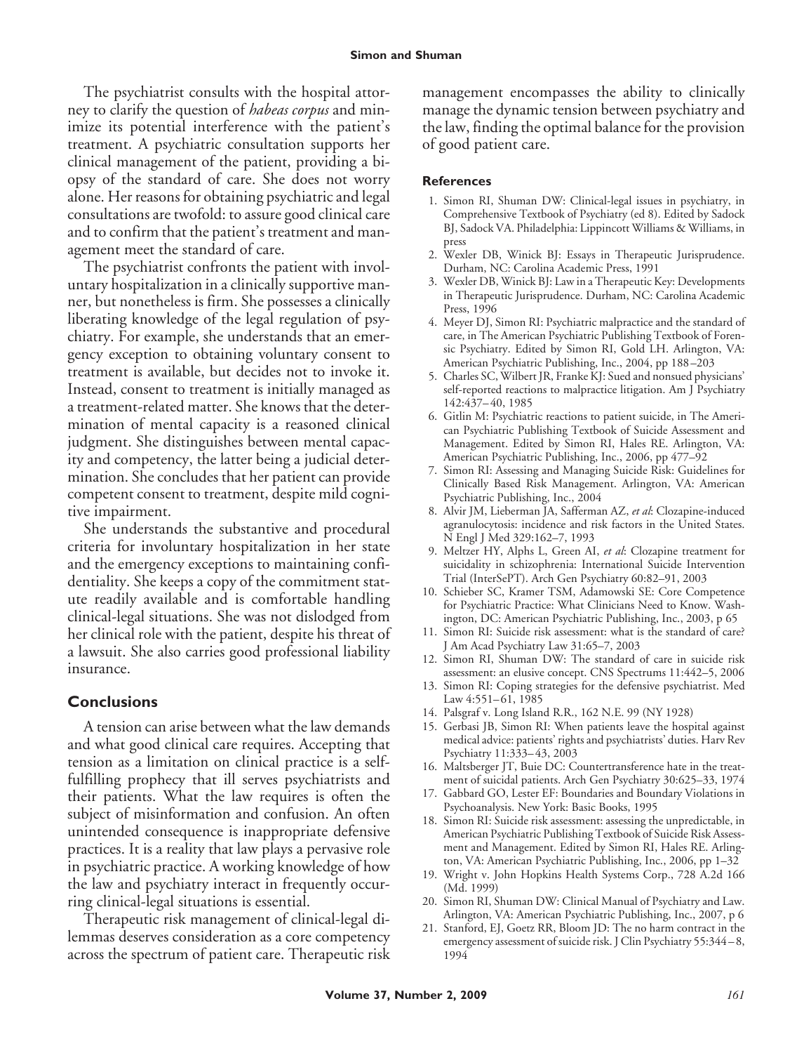The psychiatrist consults with the hospital attorney to clarify the question of *habeas corpus* and minimize its potential interference with the patient's treatment. A psychiatric consultation supports her clinical management of the patient, providing a biopsy of the standard of care. She does not worry alone. Her reasons for obtaining psychiatric and legal consultations are twofold: to assure good clinical care and to confirm that the patient's treatment and management meet the standard of care.

The psychiatrist confronts the patient with involuntary hospitalization in a clinically supportive manner, but nonetheless is firm. She possesses a clinically liberating knowledge of the legal regulation of psychiatry. For example, she understands that an emergency exception to obtaining voluntary consent to treatment is available, but decides not to invoke it. Instead, consent to treatment is initially managed as a treatment-related matter. She knows that the determination of mental capacity is a reasoned clinical judgment. She distinguishes between mental capacity and competency, the latter being a judicial determination. She concludes that her patient can provide competent consent to treatment, despite mild cognitive impairment.

She understands the substantive and procedural criteria for involuntary hospitalization in her state and the emergency exceptions to maintaining confidentiality. She keeps a copy of the commitment statute readily available and is comfortable handling clinical-legal situations. She was not dislodged from her clinical role with the patient, despite his threat of a lawsuit. She also carries good professional liability insurance.

## Conclusions

A tension can arise between what the law demands and what good clinical care requires. Accepting that tension as a limitation on clinical practice is a self-fulfilling prophecy that ill serves psychiatrists and their patients. What the law requires is often the subject of misinformation and confusion. An often unintended consequence is inappropriate defensive practices. It is a reality that law plays a pervasive role in psychiatric practice. A working knowledge of how the law and psychiatry interact in frequently occurring clinical-legal situations is essential.

Therapeutic risk management of clinical-legal dilemmas deserves consideration as a core competency across the spectrum of patient care. Therapeutic risk management encompasses the ability to clinically manage the dynamic tension between psychiatry and the law, finding the optimal balance for the provision of good patient care.

### References

1. Simon RI, Shuman DW: Clinical-legal issues in psychiatry, in Comprehensive Textbook of Psychiatry (ed 8). Edited by Sadock BJ, Sadock VA. Philadelphia: Lippincott Williams & Williams, in press
2. Wexler DB, Winick BJ: Essays in Therapeutic Jurisprudence. Durham, NC: Carolina Academic Press, 1991
3. Wexler DB, Winick BJ: Law in a Therapeutic Key: Developments in Therapeutic Jurisprudence. Durham, NC: Carolina Academic Press, 1996
4. Meyer DJ, Simon RI: Psychiatric malpractice and the standard of care, in The American Psychiatric Publishing Textbook of Forensic Psychiatry. Edited by Simon RI, Gold LH. Arlington, VA: American Psychiatric Publishing, Inc., 2004, pp 188–203
5. Charles SC, Wilbert JR, Franke KJ: Sued and nonsued physicians' self-reported reactions to malpractice litigation. Am J Psychiatry 142:437–40, 1985
6. Gitlin M: Psychiatric reactions to patient suicide, in The American Psychiatric Publishing Textbook of Suicide Assessment and Management. Edited by Simon RI, Hales RE. Arlington, VA: American Psychiatric Publishing, Inc., 2006, pp 477–92
7. Simon RI: Assessing and Managing Suicide Risk: Guidelines for Clinically Based Risk Management. Arlington, VA: American Psychiatric Publishing, Inc., 2004
8. Alvir JM, Lieberman JA, Safferman AZ, *et al*: Clozapine-induced agranulocytosis: incidence and risk factors in the United States. N Engl J Med 329:162–7, 1993
9. Meltzer HY, Alphs L, Green AI, *et al*: Clozapine treatment for suicidality in schizophrenia: International Suicide Intervention Trial (InterSePT). Arch Gen Psychiatry 60:82–91, 2003
10. Schieber SC, Kramer TSM, Adamowski SE: Core Competence for Psychiatric Practice: What Clinicians Need to Know. Washington, DC: American Psychiatric Publishing, Inc., 2003, p 65
11. Simon RI: Suicide risk assessment: what is the standard of care? J Am Acad Psychiatry Law 31:65–7, 2003
12. Simon RI, Shuman DW: The standard of care in suicide risk assessment: an elusive concept. CNS Spectrums 11:442–5, 2006
13. Simon RI: Coping strategies for the defensive psychiatrist. Med Law 4:551–61, 1985
14. Palsgraf v. Long Island R.R., 162 N.E. 99 (NY 1928)
15. Gerbasi JB, Simon RI: When patients leave the hospital against medical advice: patients' rights and psychiatrists' duties. Harv Rev Psychiatry 11:333–43, 2003
16. Maltsberger JT, Buie DC: Countertransference hate in the treatment of suicidal patients. Arch Gen Psychiatry 30:625–33, 1974
17. Gabbard GO, Lester EF: Boundaries and Boundary Violations in Psychoanalysis. New York: Basic Books, 1995
18. Simon RI: Suicide risk assessment: assessing the unpredictable, in American Psychiatric Publishing Textbook of Suicide Risk Assessment and Management. Edited by Simon RI, Hales RE. Arlington, VA: American Psychiatric Publishing, Inc., 2006, pp 1–32
19. Wright v. John Hopkins Health Systems Corp., 728 A.2d 166 (Md. 1999)
20. Simon RI, Shuman DW: Clinical Manual of Psychiatry and Law. Arlington, VA: American Psychiatric Publishing, Inc., 2007, p 6
21. Stanford, EJ, Goetz RR, Bloom JD: The no harm contract in the emergency assessment of suicide risk. J Clin Psychiatry 55:344–8, 1994